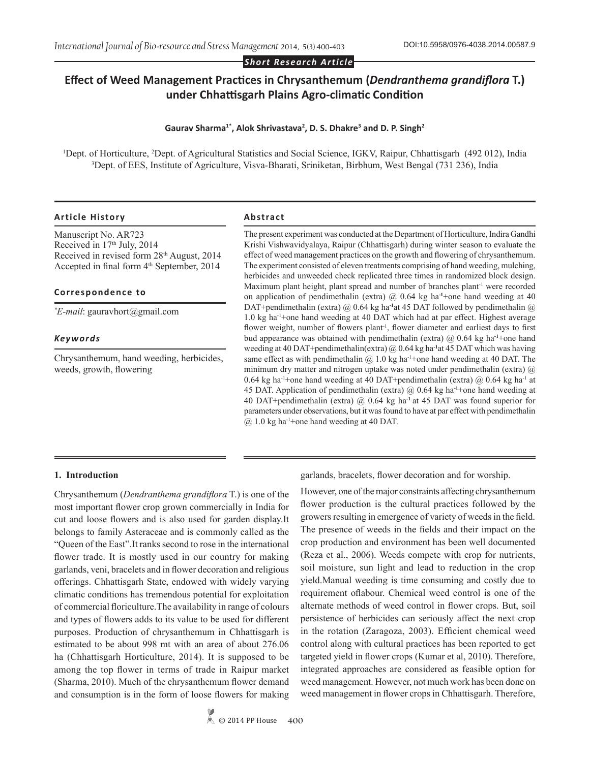*Short Research Article*

# Effect of Weed Management Practices in Chrysanthemum (*Dendranthema grandiflora* T.) under Chhattisgarh Plains Agro-climatic Condition

**Gaurav Sharma[1*], Alok Shrivastava[2], D. S. Dhakre[3] and D. P. Singh[2]**

[1]Dept. of Horticulture, [2]Dept. of Agricultural Statistics and Social Science, IGKV, Raipur, Chhattisgarh (492 012), India
[3]Dept. of EES, Institute of Agriculture, Visva-Bharati, Sriniketan, Birbhum, West Bengal (731 236), India

### Article History

Manuscript No. AR723
Received in 17th July, 2014
Received in revised form 28th August, 2014
Accepted in final form 4th September, 2014

### Correspondence to

*E-mail: gauravhort@gmail.com

### Keywords

Chrysanthemum, hand weeding, herbicides, weeds, growth, flowering

### Abstract

The present experiment was conducted at the Department of Horticulture, Indira Gandhi Krishi Vishwavidyalaya, Raipur (Chhattisgarh) during winter season to evaluate the effect of weed management practices on the growth and flowering of chrysanthemum. The experiment consisted of eleven treatments comprising of hand weeding, mulching, herbicides and unweeded check replicated three times in randomized block design. Maximum plant height, plant spread and number of branches plant$^{-1}$ were recorded on application of pendimethalin (extra) @ 0.64 kg ha$^{-1}$+one hand weeding at 40 DAT+pendimethalin (extra) @ 0.64 kg ha$^{-1}$at 45 DAT followed by pendimethalin @ 1.0 kg ha$^{-1}$+one hand weeding at 40 DAT which had at par effect. Highest average flower weight, number of flowers plant$^{-1}$, flower diameter and earliest days to first bud appearance was obtained with pendimethalin (extra) @ 0.64 kg ha$^{-1}$+one hand weeding at 40 DAT+pendimethalin(extra) @ 0.64 kg ha$^{-1}$at 45 DAT which was having same effect as with pendimethalin @ 1.0 kg ha$^{-1}$+one hand weeding at 40 DAT. The minimum dry matter and nitrogen uptake was noted under pendimethalin (extra) @ 0.64 kg ha$^{-1}$+one hand weeding at 40 DAT+pendimethalin (extra) @ 0.64 kg ha$^{-1}$ at 45 DAT. Application of pendimethalin (extra) @ 0.64 kg ha$^{-1}$+one hand weeding at 40 DAT+pendimethalin (extra) @ 0.64 kg ha$^{-1}$ at 45 DAT was found superior for parameters under observations, but it was found to have at par effect with pendimethalin @ 1.0 kg ha$^{-1}$+one hand weeding at 40 DAT.

## 1. Introduction

Chrysanthemum (*Dendranthema grandiflora* T.) is one of the most important flower crop grown commercially in India for cut and loose flowers and is also used for garden display.It belongs to family Asteraceae and is commonly called as the "Queen of the East".It ranks second to rose in the international flower trade. It is mostly used in our country for making garlands, veni, bracelets and in flower decoration and religious offerings. Chhattisgarh State, endowed with widely varying climatic conditions has tremendous potential for exploitation of commercial floriculture.The availability in range of colours and types of flowers adds to its value to be used for different purposes. Production of chrysanthemum in Chhattisgarh is estimated to be about 998 mt with an area of about 276.06 ha (Chhattisgarh Horticulture, 2014). It is supposed to be among the top flower in terms of trade in Raipur market (Sharma, 2010). Much of the chrysanthemum flower demand and consumption is in the form of loose flowers for making garlands, bracelets, flower decoration and for worship.

However, one of the major constraints affecting chrysanthemum flower production is the cultural practices followed by the growers resulting in emergence of variety of weeds in the field. The presence of weeds in the fields and their impact on the crop production and environment has been well documented (Reza et al., 2006). Weeds compete with crop for nutrients, soil moisture, sun light and lead to reduction in the crop yield.Manual weeding is time consuming and costly due to requirement oflabour. Chemical weed control is one of the alternate methods of weed control in flower crops. But, soil persistence of herbicides can seriously affect the next crop in the rotation (Zaragoza, 2003). Efficient chemical weed control along with cultural practices has been reported to get targeted yield in flower crops (Kumar et al, 2010). Therefore, integrated approaches are considered as feasible option for weed management. However, not much work has been done on weed management in flower crops in Chhattisgarh. Therefore,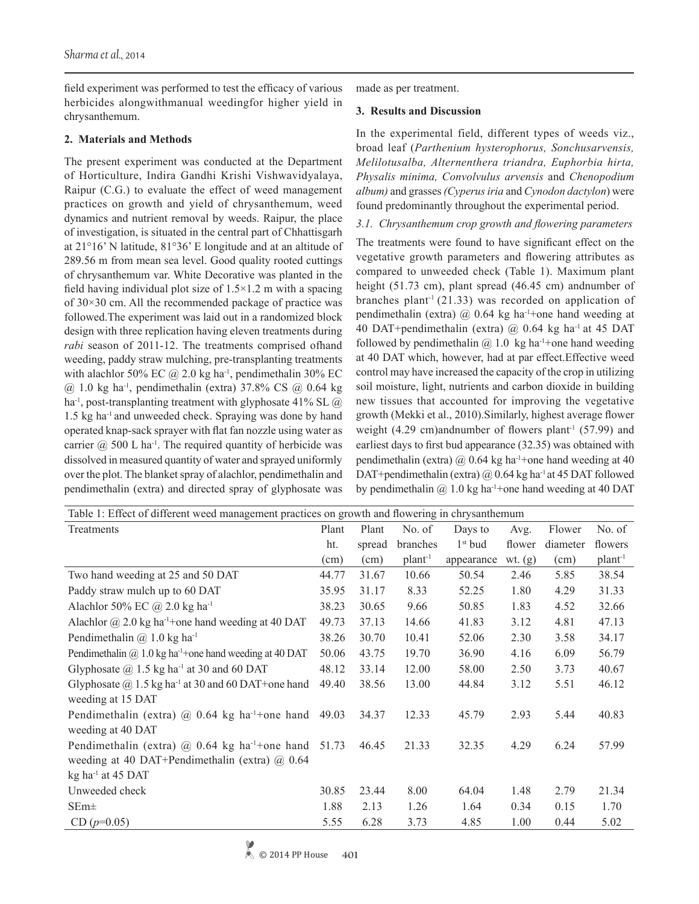field experiment was performed to test the efficacy of various herbicides alongwithmanual weedingfor higher yield in chrysanthemum.

## 2. Materials and Methods

The present experiment was conducted at the Department of Horticulture, Indira Gandhi Krishi Vishwavidyalaya, Raipur (C.G.) to evaluate the effect of weed management practices on growth and yield of chrysanthemum, weed dynamics and nutrient removal by weeds. Raipur, the place of investigation, is situated in the central part of Chhattisgarh at 21°16' N latitude, 81°36' E longitude and at an altitude of 289.56 m from mean sea level. Good quality rooted cuttings of chrysanthemum var. White Decorative was planted in the field having individual plot size of 1.5×1.2 m with a spacing of 30×30 cm. All the recommended package of practice was followed.The experiment was laid out in a randomized block design with three replication having eleven treatments during *rabi* season of 2011-12. The treatments comprised ofhand weeding, paddy straw mulching, pre-transplanting treatments with alachlor 50% EC @ 2.0 kg ha$^{-1}$, pendimethalin 30% EC @ 1.0 kg ha$^{-1}$, pendimethalin (extra) 37.8% CS @ 0.64 kg ha$^{-1}$, post-transplanting treatment with glyphosate 41% SL @ 1.5 kg ha$^{-1}$ and unweeded check. Spraying was done by hand operated knap-sack sprayer with flat fan nozzle using water as carrier @ 500 L ha$^{-1}$. The required quantity of herbicide was dissolved in measured quantity of water and sprayed uniformly over the plot. The blanket spray of alachlor, pendimethalin and pendimethalin (extra) and directed spray of glyphosate was made as per treatment.

## 3. Results and Discussion

In the experimental field, different types of weeds viz., broad leaf (*Parthenium hysterophorus, Sonchusarvensis, Melilotusalba, Alternenthera triandra, Euphorbia hirta, Physalis minima, Convolvulus arvensis* and *Chenopodium album)* and grasses *(Cyperus iria* and *Cynodon dactylon*) were found predominantly throughout the experimental period.

### *3.1. Chrysanthemum crop growth and flowering parameters*

The treatments were found to have significant effect on the vegetative growth parameters and flowering attributes as compared to unweeded check (Table 1). Maximum plant height (51.73 cm), plant spread (46.45 cm) andnumber of branches plant$^{-1}$ (21.33) was recorded on application of pendimethalin (extra) @ 0.64 kg ha$^{-1}$+one hand weeding at 40 DAT+pendimethalin (extra) @ 0.64 kg ha$^{-1}$ at 45 DAT followed by pendimethalin @ 1.0 kg ha$^{-1}$+one hand weeding at 40 DAT which, however, had at par effect.Effective weed control may have increased the capacity of the crop in utilizing soil moisture, light, nutrients and carbon dioxide in building new tissues that accounted for improving the vegetative growth (Mekki et al., 2010).Similarly, highest average flower weight (4.29 cm)andnumber of flowers plant$^{-1}$ (57.99) and earliest days to first bud appearance (32.35) was obtained with pendimethalin (extra) @ 0.64 kg ha$^{-1}$+one hand weeding at 40 DAT+pendimethalin (extra) @ 0.64 kg ha$^{-1}$ at 45 DAT followed by pendimethalin @ 1.0 kg ha$^{-1}$+one hand weeding at 40 DAT

Table 1: Effect of different weed management practices on growth and flowering in chrysanthemum

| Treatments | Plant ht. (cm) | Plant spread (cm) | No. of branches plant$^{-1}$ | Days to 1$^{st}$ bud appearance | Avg. flower wt. (g) | Flower diameter (cm) | No. of flowers plant$^{-1}$ |
|---|---|---|---|---|---|---|---|
| Two hand weeding at 25 and 50 DAT | 44.77 | 31.67 | 10.66 | 50.54 | 2.46 | 5.85 | 38.54 |
| Paddy straw mulch up to 60 DAT | 35.95 | 31.17 | 8.33 | 52.25 | 1.80 | 4.29 | 31.33 |
| Alachlor 50% EC @ 2.0 kg ha$^{-1}$ | 38.23 | 30.65 | 9.66 | 50.85 | 1.83 | 4.52 | 32.66 |
| Alachlor @ 2.0 kg ha$^{-1}$+one hand weeding at 40 DAT | 49.73 | 37.13 | 14.66 | 41.83 | 3.12 | 4.81 | 47.13 |
| Pendimethalin @ 1.0 kg ha$^{-1}$ | 38.26 | 30.70 | 10.41 | 52.06 | 2.30 | 3.58 | 34.17 |
| Pendimethalin @ 1.0 kg ha$^{-1}$+one hand weeding at 40 DAT | 50.06 | 43.75 | 19.70 | 36.90 | 4.16 | 6.09 | 56.79 |
| Glyphosate @ 1.5 kg ha$^{-1}$ at 30 and 60 DAT | 48.12 | 33.14 | 12.00 | 58.00 | 2.50 | 3.73 | 40.67 |
| Glyphosate @ 1.5 kg ha$^{-1}$ at 30 and 60 DAT+one hand weeding at 15 DAT | 49.40 | 38.56 | 13.00 | 44.84 | 3.12 | 5.51 | 46.12 |
| Pendimethalin (extra) @ 0.64 kg ha$^{-1}$+one hand weeding at 40 DAT | 49.03 | 34.37 | 12.33 | 45.79 | 2.93 | 5.44 | 40.83 |
| Pendimethalin (extra) @ 0.64 kg ha$^{-1}$+one hand weeding at 40 DAT+Pendimethalin (extra) @ 0.64 kg ha$^{-1}$ at 45 DAT | 51.73 | 46.45 | 21.33 | 32.35 | 4.29 | 6.24 | 57.99 |
| Unweeded check | 30.85 | 23.44 | 8.00 | 64.04 | 1.48 | 2.79 | 21.34 |
| SEm± | 1.88 | 2.13 | 1.26 | 1.64 | 0.34 | 0.15 | 1.70 |
| CD ($p$=0.05) | 5.55 | 6.28 | 3.73 | 4.85 | 1.00 | 0.44 | 5.02 |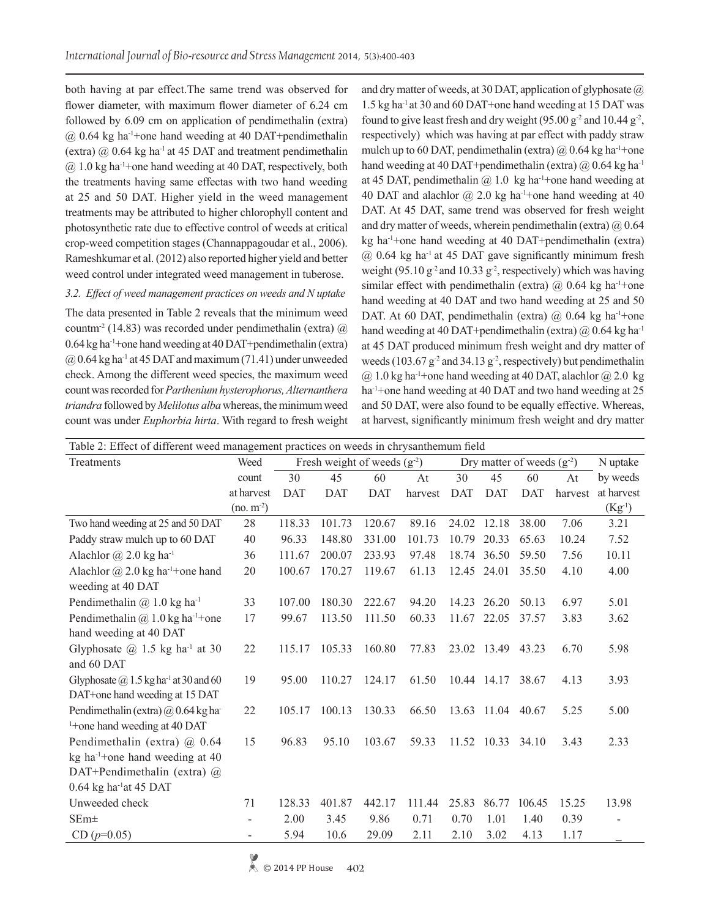both having at par effect.The same trend was observed for flower diameter, with maximum flower diameter of 6.24 cm followed by 6.09 cm on application of pendimethalin (extra) @ 0.64 kg ha$^{-1}$+one hand weeding at 40 DAT+pendimethalin (extra) @ 0.64 kg ha$^{-1}$ at 45 DAT and treatment pendimethalin @ 1.0 kg ha$^{-1}$+one hand weeding at 40 DAT, respectively, both the treatments having same effectas with two hand weeding at 25 and 50 DAT. Higher yield in the weed management treatments may be attributed to higher chlorophyll content and photosynthetic rate due to effective control of weeds at critical crop-weed competition stages (Channappagoudar et al., 2006). Rameshkumar et al. (2012) also reported higher yield and better weed control under integrated weed management in tuberose.

### *3.2. Effect of weed management practices on weeds and N uptake*

The data presented in Table 2 reveals that the minimum weed countm$^{-2}$ (14.83) was recorded under pendimethalin (extra) @ 0.64 kg ha$^{-1}$+one hand weeding at 40 DAT+pendimethalin (extra) @ 0.64 kg ha$^{-1}$ at 45 DAT and maximum (71.41) under unweeded check. Among the different weed species, the maximum weed count was recorded for *Parthenium hysterophorus, Alternanthera triandra* followed by *Melilotus alba* whereas, the minimum weed count was under *Euphorbia hirta*. With regard to fresh weight and dry matter of weeds, at 30 DAT, application of glyphosate @ 1.5 kg ha$^{-1}$ at 30 and 60 DAT+one hand weeding at 15 DAT was found to give least fresh and dry weight (95.00 g$^{-2}$ and 10.44 g$^{-2}$, respectively) which was having at par effect with paddy straw mulch up to 60 DAT, pendimethalin (extra) @ 0.64 kg ha$^{-1}$+one hand weeding at 40 DAT+pendimethalin (extra) @ 0.64 kg ha$^{-1}$ at 45 DAT, pendimethalin @ 1.0 kg ha$^{-1}$+one hand weeding at 40 DAT and alachlor @ 2.0 kg ha$^{-1}$+one hand weeding at 40 DAT. At 45 DAT, same trend was observed for fresh weight and dry matter of weeds, wherein pendimethalin (extra) @ 0.64 kg ha$^{-1}$+one hand weeding at 40 DAT+pendimethalin (extra) @ 0.64 kg ha$^{-1}$ at 45 DAT gave significantly minimum fresh weight (95.10 g$^{-2}$ and 10.33 g$^{-2}$, respectively) which was having similar effect with pendimethalin (extra) @ 0.64 kg ha$^{-1}$+one hand weeding at 40 DAT and two hand weeding at 25 and 50 DAT. At 60 DAT, pendimethalin (extra) @ 0.64 kg ha$^{-1}$+one hand weeding at 40 DAT+pendimethalin (extra) @ 0.64 kg ha$^{-1}$ at 45 DAT produced minimum fresh weight and dry matter of weeds (103.67 g$^{-2}$ and 34.13 g$^{-2}$, respectively) but pendimethalin @ 1.0 kg ha$^{-1}$+one hand weeding at 40 DAT, alachlor @ 2.0 kg ha$^{-1}$+one hand weeding at 40 DAT and two hand weeding at 25 and 50 DAT, were also found to be equally effective. Whereas, at harvest, significantly minimum fresh weight and dry matter

Table 2: Effect of different weed management practices on weeds in chrysanthemum field

| Treatments | Weed count at harvest (no. m$^{-2}$) | Fresh weight of weeds (g$^{-2}$) | | | | Dry matter of weeds (g$^{-2}$) | | | | N uptake by weeds at harvest (Kg$^{-1}$) |
|---|---|---|---|---|---|---|---|---|---|---|
| | | 30 DAT | 45 DAT | 60 DAT | At harvest | 30 DAT | 45 DAT | 60 DAT | At harvest | |
| Two hand weeding at 25 and 50 DAT | 28 | 118.33 | 101.73 | 120.67 | 89.16 | 24.02 | 12.18 | 38.00 | 7.06 | 3.21 |
| Paddy straw mulch up to 60 DAT | 40 | 96.33 | 148.80 | 331.00 | 101.73 | 10.79 | 20.33 | 65.63 | 10.24 | 7.52 |
| Alachlor @ 2.0 kg ha$^{-1}$ | 36 | 111.67 | 200.07 | 233.93 | 97.48 | 18.74 | 36.50 | 59.50 | 7.56 | 10.11 |
| Alachlor @ 2.0 kg ha$^{-1}$+one hand weeding at 40 DAT | 20 | 100.67 | 170.27 | 119.67 | 61.13 | 12.45 | 24.01 | 35.50 | 4.10 | 4.00 |
| Pendimethalin @ 1.0 kg ha$^{-1}$ | 33 | 107.00 | 180.30 | 222.67 | 94.20 | 14.23 | 26.20 | 50.13 | 6.97 | 5.01 |
| Pendimethalin @ 1.0 kg ha$^{-1}$+one hand weeding at 40 DAT | 17 | 99.67 | 113.50 | 111.50 | 60.33 | 11.67 | 22.05 | 37.57 | 3.83 | 3.62 |
| Glyphosate @ 1.5 kg ha$^{-1}$ at 30 and 60 DAT | 22 | 115.17 | 105.33 | 160.80 | 77.83 | 23.02 | 13.49 | 43.23 | 6.70 | 5.98 |
| Glyphosate @ 1.5 kg ha$^{-1}$ at 30 and 60 DAT+one hand weeding at 15 DAT | 19 | 95.00 | 110.27 | 124.17 | 61.50 | 10.44 | 14.17 | 38.67 | 4.13 | 3.93 |
| Pendimethalin (extra) @ 0.64 kg ha$^{-1}$+one hand weeding at 40 DAT | 22 | 105.17 | 100.13 | 130.33 | 66.50 | 13.63 | 11.04 | 40.67 | 5.25 | 5.00 |
| Pendimethalin (extra) @ 0.64 kg ha$^{-1}$+one hand weeding at 40 DAT+Pendimethalin (extra) @ 0.64 kg ha$^{-1}$at 45 DAT | 15 | 96.83 | 95.10 | 103.67 | 59.33 | 11.52 | 10.33 | 34.10 | 3.43 | 2.33 |
| Unweeded check | 71 | 128.33 | 401.87 | 442.17 | 111.44 | 25.83 | 86.77 | 106.45 | 15.25 | 13.98 |
| SEm± | - | 2.00 | 3.45 | 9.86 | 0.71 | 0.70 | 1.01 | 1.40 | 0.39 | - |
| CD ($p$=0.05) | - | 5.94 | 10.6 | 29.09 | 2.11 | 2.10 | 3.02 | 4.13 | 1.17 | _ |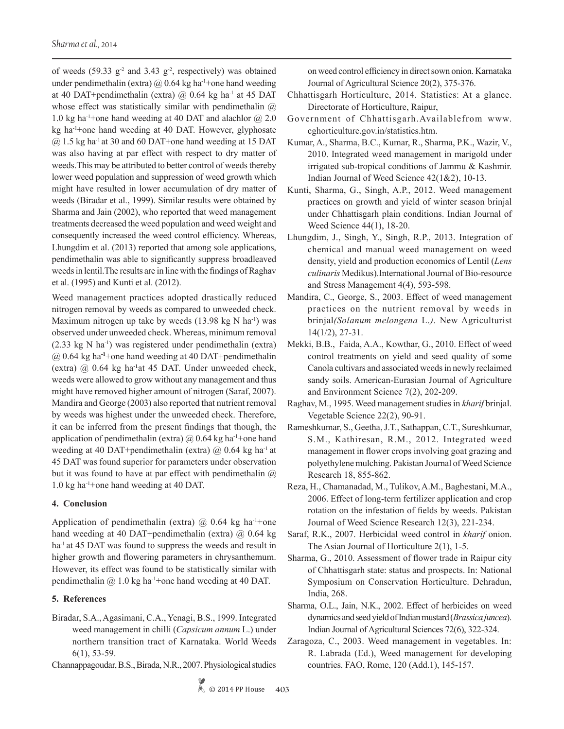of weeds (59.33 $g^{-2}$ and 3.43 $g^{-2}$, respectively) was obtained under pendimethalin (extra) @ 0.64 kg $ha^{-1}$+one hand weeding at 40 DAT+pendimethalin (extra) @ 0.64 kg $ha^{-1}$ at 45 DAT whose effect was statistically similar with pendimethalin @ 1.0 kg $ha^{-1}$+one hand weeding at 40 DAT and alachlor @ 2.0 kg $ha^{-1}$+one hand weeding at 40 DAT. However, glyphosate @ 1.5 kg $ha^{-1}$ at 30 and 60 DAT+one hand weeding at 15 DAT was also having at par effect with respect to dry matter of weeds.This may be attributed to better control of weeds thereby lower weed population and suppression of weed growth which might have resulted in lower accumulation of dry matter of weeds (Biradar et al., 1999). Similar results were obtained by Sharma and Jain (2002), who reported that weed management treatments decreased the weed population and weed weight and consequently increased the weed control efficiency. Whereas, Lhungdim et al. (2013) reported that among sole applications, pendimethalin was able to significantly suppress broadleaved weeds in lentil.The results are in line with the findings of Raghav et al. (1995) and Kunti et al. (2012).

Weed management practices adopted drastically reduced nitrogen removal by weeds as compared to unweeded check. Maximum nitrogen up take by weeds (13.98 kg N $ha^{-1}$) was observed under unweeded check. Whereas, minimum removal (2.33 kg N $ha^{-1}$) was registered under pendimethalin (extra) @ 0.64 kg $ha^{-1}$+one hand weeding at 40 DAT+pendimethalin (extra) @ 0.64 kg $ha^{-1}$at 45 DAT. Under unweeded check, weeds were allowed to grow without any management and thus might have removed higher amount of nitrogen (Saraf, 2007). Mandira and George (2003) also reported that nutrient removal by weeds was highest under the unweeded check. Therefore, it can be inferred from the present findings that though, the application of pendimethalin (extra) @ 0.64 kg $ha^{-1}$+one hand weeding at 40 DAT+pendimethalin (extra) @ 0.64 kg $ha^{-1}$ at 45 DAT was found superior for parameters under observation but it was found to have at par effect with pendimethalin @ 1.0 kg $ha^{-1}$+one hand weeding at 40 DAT.

## 4. Conclusion

Application of pendimethalin (extra) @ 0.64 kg $ha^{-1}$+one hand weeding at 40 DAT+pendimethalin (extra) @ 0.64 kg $ha^{-1}$ at 45 DAT was found to suppress the weeds and result in higher growth and flowering parameters in chrysanthemum. However, its effect was found to be statistically similar with pendimethalin @ 1.0 kg $ha^{-1}$+one hand weeding at 40 DAT.

## 5. References

Biradar, S.A., Agasimani, C.A., Yenagi, B.S., 1999. Integrated weed management in chilli (*Capsicum annum* L.) under northern transition tract of Karnataka. World Weeds 6(1), 53-59.

Channappagoudar, B.S., Birada, N.R., 2007. Physiological studies on weed control efficiency in direct sown onion. Karnataka Journal of Agricultural Science 20(2), 375-376.

Chhattisgarh Horticulture, 2014. Statistics: At a glance. Directorate of Horticulture, Raipur, Government of Chhattisgarh.Availablefrom www.cghorticulture.gov.in/statistics.htm.

Kumar, A., Sharma, B.C., Kumar, R., Sharma, P.K., Wazir, V., 2010. Integrated weed management in marigold under irrigated sub-tropical conditions of Jammu & Kashmir. Indian Journal of Weed Science 42(1&2), 10-13.

Kunti, Sharma, G., Singh, A.P., 2012. Weed management practices on growth and yield of winter season brinjal under Chhattisgarh plain conditions. Indian Journal of Weed Science 44(1), 18-20.

Lhungdim, J., Singh, Y., Singh, R.P., 2013. Integration of chemical and manual weed management on weed density, yield and production economics of Lentil (*Lens culinaris* Medikus).International Journal of Bio-resource and Stress Management 4(4), 593-598.

Mandira, C., George, S., 2003. Effect of weed management practices on the nutrient removal by weeds in brinjal*(Solanum melongena* L.*)*. New Agriculturist 14(1/2), 27-31.

Mekki, B.B., Faida, A.A., Kowthar, G., 2010. Effect of weed control treatments on yield and seed quality of some Canola cultivars and associated weeds in newly reclaimed sandy soils. American-Eurasian Journal of Agriculture and Environment Science 7(2), 202-209.

Raghav, M., 1995. Weed management studies in *kharif* brinjal. Vegetable Science 22(2), 90-91.

Rameshkumar, S., Geetha, J.T., Sathappan, C.T., Sureshkumar, S.M., Kathiresan, R.M., 2012. Integrated weed management in flower crops involving goat grazing and polyethylene mulching. Pakistan Journal of Weed Science Research 18, 855-862.

Reza, H., Chamanadad, M., Tulikov, A.M., Baghestani, M.A., 2006. Effect of long-term fertilizer application and crop rotation on the infestation of fields by weeds. Pakistan Journal of Weed Science Research 12(3), 221-234.

Saraf, R.K., 2007. Herbicidal weed control in *kharif* onion. The Asian Journal of Horticulture 2(1), 1-5.

Sharma, G., 2010. Assessment of flower trade in Raipur city of Chhattisgarh state: status and prospects. In: National Symposium on Conservation Horticulture. Dehradun, India, 268.

Sharma, O.L., Jain, N.K., 2002. Effect of herbicides on weed dynamics and seed yield of Indian mustard (*Brassica juncea*). Indian Journal of Agricultural Sciences 72(6), 322-324.

Zaragoza, C., 2003. Weed management in vegetables. In: R. Labrada (Ed.), Weed management for developing countries. FAO, Rome, 120 (Add.1), 145-157.